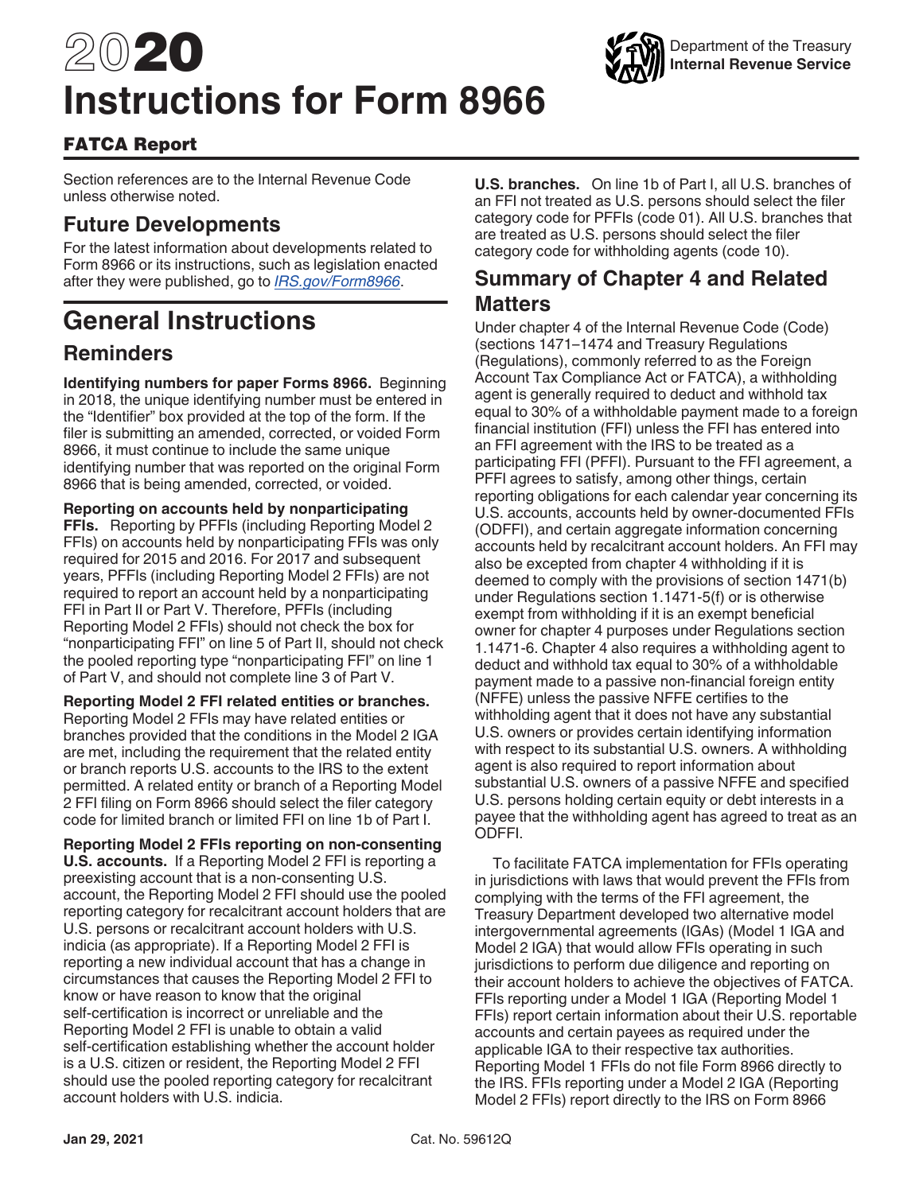# 2020 Instructions for Form 8966

Department of the Treasury
Internal Revenue Service

## FATCA Report

Section references are to the Internal Revenue Code unless otherwise noted.

## Future Developments

For the latest information about developments related to Form 8966 or its instructions, such as legislation enacted after they were published, go to *IRS.gov/Form8966*.

# General Instructions

## Reminders

**Identifying numbers for paper Forms 8966.** Beginning in 2018, the unique identifying number must be entered in the "Identifier" box provided at the top of the form. If the filer is submitting an amended, corrected, or voided Form 8966, it must continue to include the same unique identifying number that was reported on the original Form 8966 that is being amended, corrected, or voided.

**Reporting on accounts held by nonparticipating FFIs.** Reporting by PFFIs (including Reporting Model 2 FFIs) on accounts held by nonparticipating FFIs was only required for 2015 and 2016. For 2017 and subsequent years, PFFIs (including Reporting Model 2 FFIs) are not required to report an account held by a nonparticipating FFI in Part II or Part V. Therefore, PFFIs (including Reporting Model 2 FFIs) should not check the box for "nonparticipating FFI" on line 5 of Part II, should not check the pooled reporting type "nonparticipating FFI" on line 1 of Part V, and should not complete line 3 of Part V.

**Reporting Model 2 FFI related entities or branches.** Reporting Model 2 FFIs may have related entities or branches provided that the conditions in the Model 2 IGA are met, including the requirement that the related entity or branch reports U.S. accounts to the IRS to the extent permitted. A related entity or branch of a Reporting Model 2 FFI filing on Form 8966 should select the filer category code for limited branch or limited FFI on line 1b of Part I.

**Reporting Model 2 FFIs reporting on non-consenting U.S. accounts.** If a Reporting Model 2 FFI is reporting a preexisting account that is a non-consenting U.S. account, the Reporting Model 2 FFI should use the pooled reporting category for recalcitrant account holders that are U.S. persons or recalcitrant account holders with U.S. indicia (as appropriate). If a Reporting Model 2 FFI is reporting a new individual account that has a change in circumstances that causes the Reporting Model 2 FFI to know or have reason to know that the original self-certification is incorrect or unreliable and the Reporting Model 2 FFI is unable to obtain a valid self-certification establishing whether the account holder is a U.S. citizen or resident, the Reporting Model 2 FFI should use the pooled reporting category for recalcitrant account holders with U.S. indicia.

**U.S. branches.** On line 1b of Part I, all U.S. branches of an FFI not treated as U.S. persons should select the filer category code for PFFIs (code 01). All U.S. branches that are treated as U.S. persons should select the filer category code for withholding agents (code 10).

## Summary of Chapter 4 and Related Matters

Under chapter 4 of the Internal Revenue Code (Code) (sections 1471–1474 and Treasury Regulations (Regulations), commonly referred to as the Foreign Account Tax Compliance Act or FATCA), a withholding agent is generally required to deduct and withhold tax equal to 30% of a withholdable payment made to a foreign financial institution (FFI) unless the FFI has entered into an FFI agreement with the IRS to be treated as a participating FFI (PFFI). Pursuant to the FFI agreement, a PFFI agrees to satisfy, among other things, certain reporting obligations for each calendar year concerning its U.S. accounts, accounts held by owner-documented FFIs (ODFFI), and certain aggregate information concerning accounts held by recalcitrant account holders. An FFI may also be excepted from chapter 4 withholding if it is deemed to comply with the provisions of section 1471(b) under Regulations section 1.1471-5(f) or is otherwise exempt from withholding if it is an exempt beneficial owner for chapter 4 purposes under Regulations section 1.1471-6. Chapter 4 also requires a withholding agent to deduct and withhold tax equal to 30% of a withholdable payment made to a passive non-financial foreign entity (NFFE) unless the passive NFFE certifies to the withholding agent that it does not have any substantial U.S. owners or provides certain identifying information with respect to its substantial U.S. owners. A withholding agent is also required to report information about substantial U.S. owners of a passive NFFE and specified U.S. persons holding certain equity or debt interests in a payee that the withholding agent has agreed to treat as an ODFFI.

To facilitate FATCA implementation for FFIs operating in jurisdictions with laws that would prevent the FFIs from complying with the terms of the FFI agreement, the Treasury Department developed two alternative model intergovernmental agreements (IGAs) (Model 1 IGA and Model 2 IGA) that would allow FFIs operating in such jurisdictions to perform due diligence and reporting on their account holders to achieve the objectives of FATCA. FFIs reporting under a Model 1 IGA (Reporting Model 1 FFIs) report certain information about their U.S. reportable accounts and certain payees as required under the applicable IGA to their respective tax authorities. Reporting Model 1 FFIs do not file Form 8966 directly to the IRS. FFIs reporting under a Model 2 IGA (Reporting Model 2 FFIs) report directly to the IRS on Form 8966

Jan 29, 2021 Cat. No. 59612Q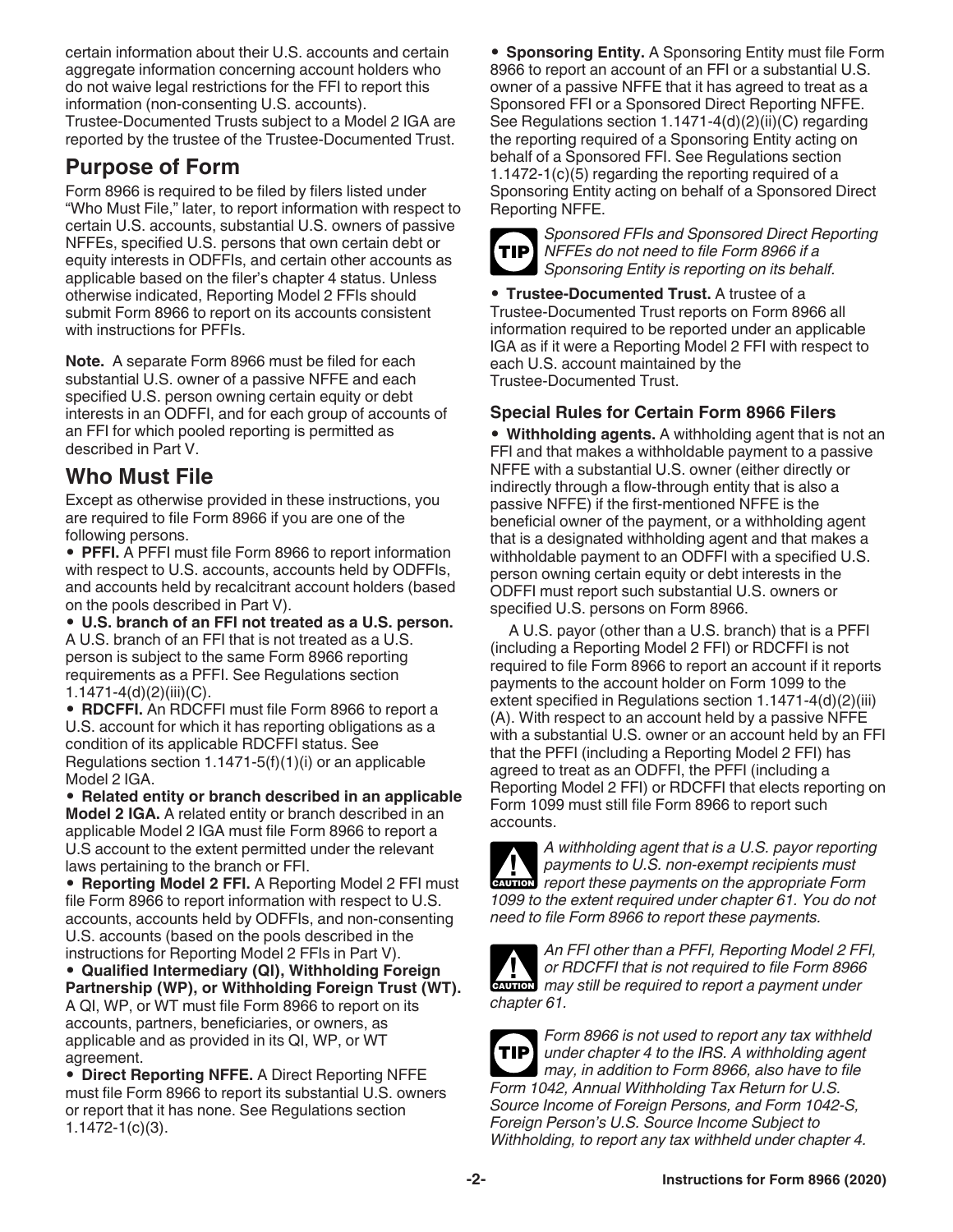certain information about their U.S. accounts and certain aggregate information concerning account holders who do not waive legal restrictions for the FFI to report this information (non-consenting U.S. accounts). Trustee-Documented Trusts subject to a Model 2 IGA are reported by the trustee of the Trustee-Documented Trust.

## Purpose of Form

Form 8966 is required to be filed by filers listed under "Who Must File," later, to report information with respect to certain U.S. accounts, substantial U.S. owners of passive NFFEs, specified U.S. persons that own certain debt or equity interests in ODFFIs, and certain other accounts as applicable based on the filer's chapter 4 status. Unless otherwise indicated, Reporting Model 2 FFIs should submit Form 8966 to report on its accounts consistent with instructions for PFFIs.

**Note.** A separate Form 8966 must be filed for each substantial U.S. owner of a passive NFFE and each specified U.S. person owning certain equity or debt interests in an ODFFI, and for each group of accounts of an FFI for which pooled reporting is permitted as described in Part V.

## Who Must File

Except as otherwise provided in these instructions, you are required to file Form 8966 if you are one of the following persons.

- **PFFI.** A PFFI must file Form 8966 to report information with respect to U.S. accounts, accounts held by ODFFIs, and accounts held by recalcitrant account holders (based on the pools described in Part V).
- **U.S. branch of an FFI not treated as a U.S. person.** A U.S. branch of an FFI that is not treated as a U.S. person is subject to the same Form 8966 reporting requirements as a PFFI. See Regulations section 1.1471-4(d)(2)(iii)(C).
- **RDCFFI.** An RDCFFI must file Form 8966 to report a U.S. account for which it has reporting obligations as a condition of its applicable RDCFFI status. See Regulations section 1.1471-5(f)(1)(i) or an applicable Model 2 IGA.
- **Related entity or branch described in an applicable Model 2 IGA.** A related entity or branch described in an applicable Model 2 IGA must file Form 8966 to report a U.S account to the extent permitted under the relevant laws pertaining to the branch or FFI.
- **Reporting Model 2 FFI.** A Reporting Model 2 FFI must file Form 8966 to report information with respect to U.S. accounts, accounts held by ODFFIs, and non-consenting U.S. accounts (based on the pools described in the instructions for Reporting Model 2 FFIs in Part V).
- **Qualified Intermediary (QI), Withholding Foreign Partnership (WP), or Withholding Foreign Trust (WT).** A QI, WP, or WT must file Form 8966 to report on its accounts, partners, beneficiaries, or owners, as applicable and as provided in its QI, WP, or WT agreement.
- **Direct Reporting NFFE.** A Direct Reporting NFFE must file Form 8966 to report its substantial U.S. owners or report that it has none. See Regulations section 1.1472-1(c)(3).
- **Sponsoring Entity.** A Sponsoring Entity must file Form 8966 to report an account of an FFI or a substantial U.S. owner of a passive NFFE that it has agreed to treat as a Sponsored FFI or a Sponsored Direct Reporting NFFE. See Regulations section 1.1471-4(d)(2)(ii)(C) regarding the reporting required of a Sponsoring Entity acting on behalf of a Sponsored FFI. See Regulations section 1.1472-1(c)(5) regarding the reporting required of a Sponsoring Entity acting on behalf of a Sponsored Direct Reporting NFFE.

**TIP** *Sponsored FFIs and Sponsored Direct Reporting NFFEs do not need to file Form 8966 if a Sponsoring Entity is reporting on its behalf.*

- **Trustee-Documented Trust.** A trustee of a Trustee-Documented Trust reports on Form 8966 all information required to be reported under an applicable IGA as if it were a Reporting Model 2 FFI with respect to each U.S. account maintained by the Trustee-Documented Trust.

### Special Rules for Certain Form 8966 Filers

- **Withholding agents.** A withholding agent that is not an FFI and that makes a withholdable payment to a passive NFFE with a substantial U.S. owner (either directly or indirectly through a flow-through entity that is also a passive NFFE) if the first-mentioned NFFE is the beneficial owner of the payment, or a withholding agent that is a designated withholding agent and that makes a withholdable payment to an ODFFI with a specified U.S. person owning certain equity or debt interests in the ODFFI must report such substantial U.S. owners or specified U.S. persons on Form 8966.

A U.S. payor (other than a U.S. branch) that is a PFFI (including a Reporting Model 2 FFI) or RDCFFI is not required to file Form 8966 to report an account if it reports payments to the account holder on Form 1099 to the extent specified in Regulations section 1.1471-4(d)(2)(iii)(A). With respect to an account held by a passive NFFE with a substantial U.S. owner or an account held by an FFI that the PFFI (including a Reporting Model 2 FFI) has agreed to treat as an ODFFI, the PFFI (including a Reporting Model 2 FFI) or RDCFFI that elects reporting on Form 1099 must still file Form 8966 to report such accounts.

**CAUTION** *A withholding agent that is a U.S. payor reporting payments to U.S. non-exempt recipients must report these payments on the appropriate Form 1099 to the extent required under chapter 61. You do not need to file Form 8966 to report these payments.*

**CAUTION** *An FFI other than a PFFI, Reporting Model 2 FFI, or RDCFFI that is not required to file Form 8966 may still be required to report a payment under chapter 61.*

**TIP** *Form 8966 is not used to report any tax withheld under chapter 4 to the IRS. A withholding agent may, in addition to Form 8966, also have to file Form 1042, Annual Withholding Tax Return for U.S. Source Income of Foreign Persons, and Form 1042-S, Foreign Person's U.S. Source Income Subject to Withholding, to report any tax withheld under chapter 4.*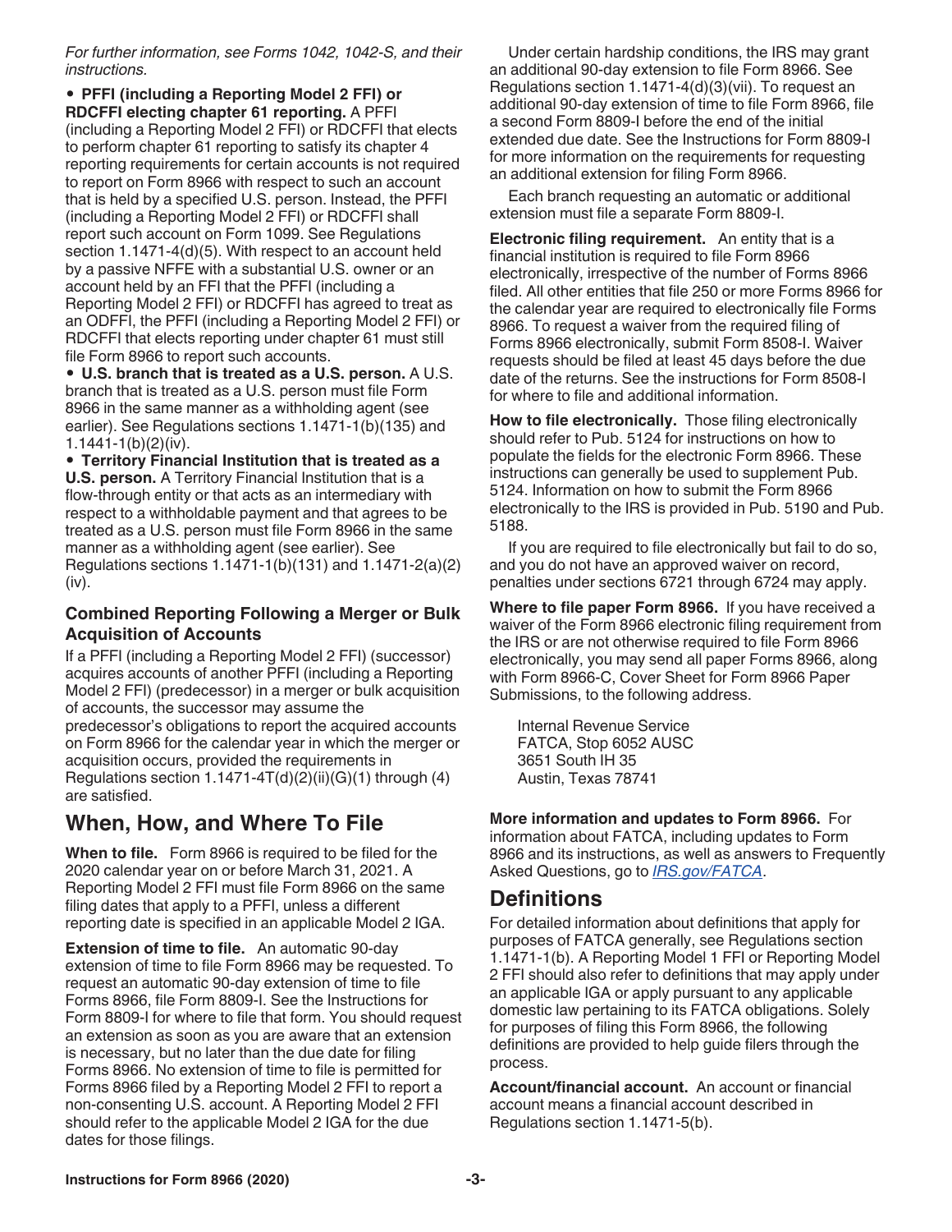*For further information, see Forms 1042, 1042-S, and their instructions.*

- **PFFI (including a Reporting Model 2 FFI) or RDCFFI electing chapter 61 reporting.** A PFFI (including a Reporting Model 2 FFI) or RDCFFI that elects to perform chapter 61 reporting to satisfy its chapter 4 reporting requirements for certain accounts is not required to report on Form 8966 with respect to such an account that is held by a specified U.S. person. Instead, the PFFI (including a Reporting Model 2 FFI) or RDCFFI shall report such account on Form 1099. See Regulations section 1.1471-4(d)(5). With respect to an account held by a passive NFFE with a substantial U.S. owner or an account held by an FFI that the PFFI (including a Reporting Model 2 FFI) or RDCFFI has agreed to treat as an ODFFI, the PFFI (including a Reporting Model 2 FFI) or RDCFFI that elects reporting under chapter 61 must still file Form 8966 to report such accounts.
- **U.S. branch that is treated as a U.S. person.** A U.S. branch that is treated as a U.S. person must file Form 8966 in the same manner as a withholding agent (see earlier). See Regulations sections 1.1471-1(b)(135) and 1.1441-1(b)(2)(iv).
- **Territory Financial Institution that is treated as a U.S. person.** A Territory Financial Institution that is a flow-through entity or that acts as an intermediary with respect to a withholdable payment and that agrees to be treated as a U.S. person must file Form 8966 in the same manner as a withholding agent (see earlier). See Regulations sections 1.1471-1(b)(131) and 1.1471-2(a)(2)(iv).

### Combined Reporting Following a Merger or Bulk Acquisition of Accounts

If a PFFI (including a Reporting Model 2 FFI) (successor) acquires accounts of another PFFI (including a Reporting Model 2 FFI) (predecessor) in a merger or bulk acquisition of accounts, the successor may assume the predecessor's obligations to report the acquired accounts on Form 8966 for the calendar year in which the merger or acquisition occurs, provided the requirements in Regulations section 1.1471-4T(d)(2)(ii)(G)(1) through (4) are satisfied.

## When, How, and Where To File

**When to file.** Form 8966 is required to be filed for the 2020 calendar year on or before March 31, 2021. A Reporting Model 2 FFI must file Form 8966 on the same filing dates that apply to a PFFI, unless a different reporting date is specified in an applicable Model 2 IGA.

**Extension of time to file.** An automatic 90-day extension of time to file Form 8966 may be requested. To request an automatic 90-day extension of time to file Forms 8966, file Form 8809-I. See the Instructions for Form 8809-I for where to file that form. You should request an extension as soon as you are aware that an extension is necessary, but no later than the due date for filing Forms 8966. No extension of time to file is permitted for Forms 8966 filed by a Reporting Model 2 FFI to report a non-consenting U.S. account. A Reporting Model 2 FFI should refer to the applicable Model 2 IGA for the due dates for those filings.

Under certain hardship conditions, the IRS may grant an additional 90-day extension to file Form 8966. See Regulations section 1.1471-4(d)(3)(vii). To request an additional 90-day extension of time to file Form 8966, file a second Form 8809-I before the end of the initial extended due date. See the Instructions for Form 8809-I for more information on the requirements for requesting an additional extension for filing Form 8966.

Each branch requesting an automatic or additional extension must file a separate Form 8809-I.

**Electronic filing requirement.** An entity that is a financial institution is required to file Form 8966 electronically, irrespective of the number of Forms 8966 filed. All other entities that file 250 or more Forms 8966 for the calendar year are required to electronically file Forms 8966. To request a waiver from the required filing of Forms 8966 electronically, submit Form 8508-I. Waiver requests should be filed at least 45 days before the due date of the returns. See the instructions for Form 8508-I for where to file and additional information.

**How to file electronically.** Those filing electronically should refer to Pub. 5124 for instructions on how to populate the fields for the electronic Form 8966. These instructions can generally be used to supplement Pub. 5124. Information on how to submit the Form 8966 electronically to the IRS is provided in Pub. 5190 and Pub. 5188.

If you are required to file electronically but fail to do so, and you do not have an approved waiver on record, penalties under sections 6721 through 6724 may apply.

**Where to file paper Form 8966.** If you have received a waiver of the Form 8966 electronic filing requirement from the IRS or are not otherwise required to file Form 8966 electronically, you may send all paper Forms 8966, along with Form 8966-C, Cover Sheet for Form 8966 Paper Submissions, to the following address.

Internal Revenue Service
FATCA, Stop 6052 AUSC
3651 South IH 35
Austin, Texas 78741

**More information and updates to Form 8966.** For information about FATCA, including updates to Form 8966 and its instructions, as well as answers to Frequently Asked Questions, go to *IRS.gov/FATCA*.

## Definitions

For detailed information about definitions that apply for purposes of FATCA generally, see Regulations section 1.1471-1(b). A Reporting Model 1 FFI or Reporting Model 2 FFI should also refer to definitions that may apply under an applicable IGA or apply pursuant to any applicable domestic law pertaining to its FATCA obligations. Solely for purposes of filing this Form 8966, the following definitions are provided to help guide filers through the process.

**Account/financial account.** An account or financial account means a financial account described in Regulations section 1.1471-5(b).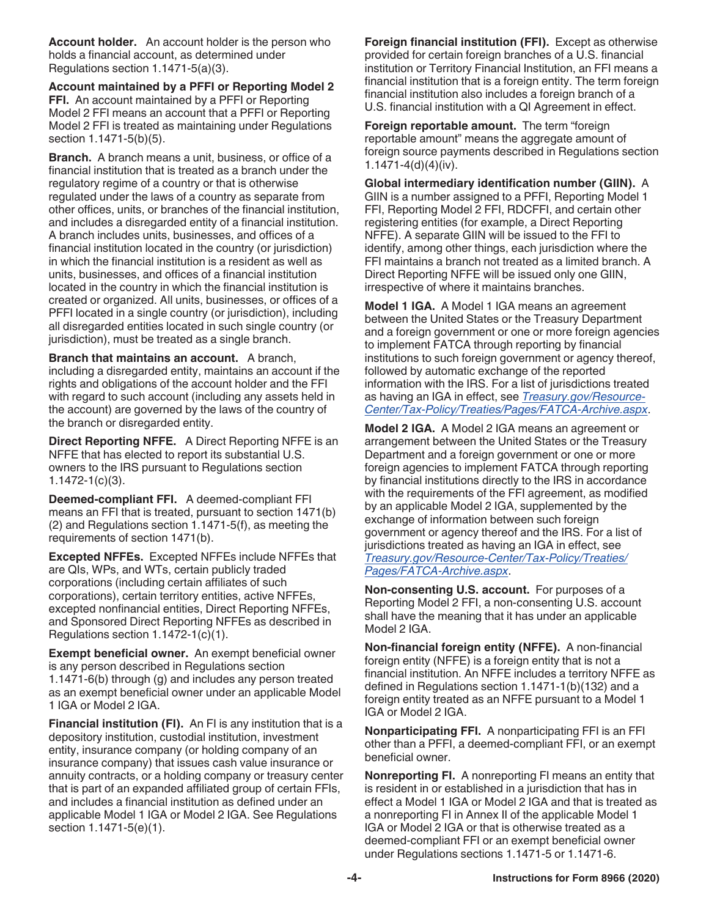**Account holder.** An account holder is the person who holds a financial account, as determined under Regulations section 1.1471-5(a)(3).

**Account maintained by a PFFI or Reporting Model 2 FFI.** An account maintained by a PFFI or Reporting Model 2 FFI means an account that a PFFI or Reporting Model 2 FFI is treated as maintaining under Regulations section 1.1471-5(b)(5).

**Branch.** A branch means a unit, business, or office of a financial institution that is treated as a branch under the regulatory regime of a country or that is otherwise regulated under the laws of a country as separate from other offices, units, or branches of the financial institution, and includes a disregarded entity of a financial institution. A branch includes units, businesses, and offices of a financial institution located in the country (or jurisdiction) in which the financial institution is a resident as well as units, businesses, and offices of a financial institution located in the country in which the financial institution is created or organized. All units, businesses, or offices of a PFFI located in a single country (or jurisdiction), including all disregarded entities located in such single country (or jurisdiction), must be treated as a single branch.

**Branch that maintains an account.** A branch, including a disregarded entity, maintains an account if the rights and obligations of the account holder and the FFI with regard to such account (including any assets held in the account) are governed by the laws of the country of the branch or disregarded entity.

**Direct Reporting NFFE.** A Direct Reporting NFFE is an NFFE that has elected to report its substantial U.S. owners to the IRS pursuant to Regulations section 1.1472-1(c)(3).

**Deemed-compliant FFI.** A deemed-compliant FFI means an FFI that is treated, pursuant to section 1471(b)(2) and Regulations section 1.1471-5(f), as meeting the requirements of section 1471(b).

**Excepted NFFEs.** Excepted NFFEs include NFFEs that are QIs, WPs, and WTs, certain publicly traded corporations (including certain affiliates of such corporations), certain territory entities, active NFFEs, excepted nonfinancial entities, Direct Reporting NFFEs, and Sponsored Direct Reporting NFFEs as described in Regulations section 1.1472-1(c)(1).

**Exempt beneficial owner.** An exempt beneficial owner is any person described in Regulations section 1.1471-6(b) through (g) and includes any person treated as an exempt beneficial owner under an applicable Model 1 IGA or Model 2 IGA.

**Financial institution (FI).** An FI is any institution that is a depository institution, custodial institution, investment entity, insurance company (or holding company of an insurance company) that issues cash value insurance or annuity contracts, or a holding company or treasury center that is part of an expanded affiliated group of certain FFIs, and includes a financial institution as defined under an applicable Model 1 IGA or Model 2 IGA. See Regulations section 1.1471-5(e)(1).

**Foreign financial institution (FFI).** Except as otherwise provided for certain foreign branches of a U.S. financial institution or Territory Financial Institution, an FFI means a financial institution that is a foreign entity. The term foreign financial institution also includes a foreign branch of a U.S. financial institution with a QI Agreement in effect.

**Foreign reportable amount.** The term "foreign reportable amount" means the aggregate amount of foreign source payments described in Regulations section 1.1471-4(d)(4)(iv).

**Global intermediary identification number (GIIN).** A GIIN is a number assigned to a PFFI, Reporting Model 1 FFI, Reporting Model 2 FFI, RDCFFI, and certain other registering entities (for example, a Direct Reporting NFFE). A separate GIIN will be issued to the FFI to identify, among other things, each jurisdiction where the FFI maintains a branch not treated as a limited branch. A Direct Reporting NFFE will be issued only one GIIN, irrespective of where it maintains branches.

**Model 1 IGA.** A Model 1 IGA means an agreement between the United States or the Treasury Department and a foreign government or one or more foreign agencies to implement FATCA through reporting by financial institutions to such foreign government or agency thereof, followed by automatic exchange of the reported information with the IRS. For a list of jurisdictions treated as having an IGA in effect, see *Treasury.gov/Resource-Center/Tax-Policy/Treaties/Pages/FATCA-Archive.aspx*.

**Model 2 IGA.** A Model 2 IGA means an agreement or arrangement between the United States or the Treasury Department and a foreign government or one or more foreign agencies to implement FATCA through reporting by financial institutions directly to the IRS in accordance with the requirements of the FFI agreement, as modified by an applicable Model 2 IGA, supplemented by the exchange of information between such foreign government or agency thereof and the IRS. For a list of jurisdictions treated as having an IGA in effect, see *Treasury.gov/Resource-Center/Tax-Policy/Treaties/Pages/FATCA-Archive.aspx*.

**Non-consenting U.S. account.** For purposes of a Reporting Model 2 FFI, a non-consenting U.S. account shall have the meaning that it has under an applicable Model 2 IGA.

**Non-financial foreign entity (NFFE).** A non-financial foreign entity (NFFE) is a foreign entity that is not a financial institution. An NFFE includes a territory NFFE as defined in Regulations section 1.1471-1(b)(132) and a foreign entity treated as an NFFE pursuant to a Model 1 IGA or Model 2 IGA.

**Nonparticipating FFI.** A nonparticipating FFI is an FFI other than a PFFI, a deemed-compliant FFI, or an exempt beneficial owner.

**Nonreporting FI.** A nonreporting FI means an entity that is resident in or established in a jurisdiction that has in effect a Model 1 IGA or Model 2 IGA and that is treated as a nonreporting FI in Annex II of the applicable Model 1 IGA or Model 2 IGA or that is otherwise treated as a deemed-compliant FFI or an exempt beneficial owner under Regulations sections 1.1471-5 or 1.1471-6.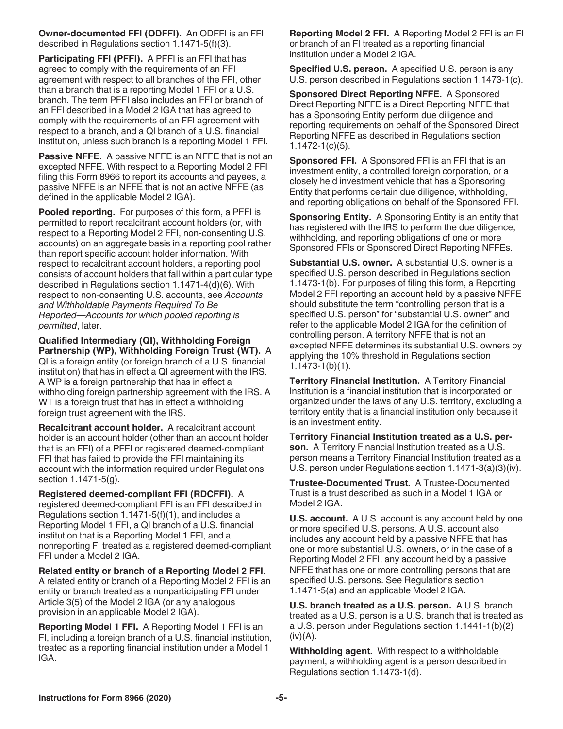**Owner-documented FFI (ODFFI).** An ODFFI is an FFI described in Regulations section 1.1471-5(f)(3).

**Participating FFI (PFFI).** A PFFI is an FFI that has agreed to comply with the requirements of an FFI agreement with respect to all branches of the FFI, other than a branch that is a reporting Model 1 FFI or a U.S. branch. The term PFFI also includes an FFI or branch of an FFI described in a Model 2 IGA that has agreed to comply with the requirements of an FFI agreement with respect to a branch, and a QI branch of a U.S. financial institution, unless such branch is a reporting Model 1 FFI.

**Passive NFFE.** A passive NFFE is an NFFE that is not an excepted NFFE. With respect to a Reporting Model 2 FFI filing this Form 8966 to report its accounts and payees, a passive NFFE is an NFFE that is not an active NFFE (as defined in the applicable Model 2 IGA).

**Pooled reporting.** For purposes of this form, a PFFI is permitted to report recalcitrant account holders (or, with respect to a Reporting Model 2 FFI, non-consenting U.S. accounts) on an aggregate basis in a reporting pool rather than report specific account holder information. With respect to recalcitrant account holders, a reporting pool consists of account holders that fall within a particular type described in Regulations section 1.1471-4(d)(6). With respect to non-consenting U.S. accounts, see *Accounts and Withholdable Payments Required To Be Reported—Accounts for which pooled reporting is permitted*, later.

**Qualified Intermediary (QI), Withholding Foreign Partnership (WP), Withholding Foreign Trust (WT).** A QI is a foreign entity (or foreign branch of a U.S. financial institution) that has in effect a QI agreement with the IRS. A WP is a foreign partnership that has in effect a withholding foreign partnership agreement with the IRS. A WT is a foreign trust that has in effect a withholding foreign trust agreement with the IRS.

**Recalcitrant account holder.** A recalcitrant account holder is an account holder (other than an account holder that is an FFI) of a PFFI or registered deemed-compliant FFI that has failed to provide the FFI maintaining its account with the information required under Regulations section 1.1471-5(g).

**Registered deemed-compliant FFI (RDCFFI).** A registered deemed-compliant FFI is an FFI described in Regulations section 1.1471-5(f)(1), and includes a Reporting Model 1 FFI, a QI branch of a U.S. financial institution that is a Reporting Model 1 FFI, and a nonreporting FI treated as a registered deemed-compliant FFI under a Model 2 IGA.

**Related entity or branch of a Reporting Model 2 FFI.** A related entity or branch of a Reporting Model 2 FFI is an entity or branch treated as a nonparticipating FFI under Article 3(5) of the Model 2 IGA (or any analogous provision in an applicable Model 2 IGA).

**Reporting Model 1 FFI.** A Reporting Model 1 FFI is an FI, including a foreign branch of a U.S. financial institution, treated as a reporting financial institution under a Model 1 IGA.

**Reporting Model 2 FFI.** A Reporting Model 2 FFI is an FI or branch of an FI treated as a reporting financial institution under a Model 2 IGA.

**Specified U.S. person.** A specified U.S. person is any U.S. person described in Regulations section 1.1473-1(c).

**Sponsored Direct Reporting NFFE.** A Sponsored Direct Reporting NFFE is a Direct Reporting NFFE that has a Sponsoring Entity perform due diligence and reporting requirements on behalf of the Sponsored Direct Reporting NFFE as described in Regulations section 1.1472-1(c)(5).

**Sponsored FFI.** A Sponsored FFI is an FFI that is an investment entity, a controlled foreign corporation, or a closely held investment vehicle that has a Sponsoring Entity that performs certain due diligence, withholding, and reporting obligations on behalf of the Sponsored FFI.

**Sponsoring Entity.** A Sponsoring Entity is an entity that has registered with the IRS to perform the due diligence, withholding, and reporting obligations of one or more Sponsored FFIs or Sponsored Direct Reporting NFFEs.

**Substantial U.S. owner.** A substantial U.S. owner is a specified U.S. person described in Regulations section 1.1473-1(b). For purposes of filing this form, a Reporting Model 2 FFI reporting an account held by a passive NFFE should substitute the term "controlling person that is a specified U.S. person" for "substantial U.S. owner" and refer to the applicable Model 2 IGA for the definition of controlling person. A territory NFFE that is not an excepted NFFE determines its substantial U.S. owners by applying the 10% threshold in Regulations section 1.1473-1(b)(1).

**Territory Financial Institution.** A Territory Financial Institution is a financial institution that is incorporated or organized under the laws of any U.S. territory, excluding a territory entity that is a financial institution only because it is an investment entity.

**Territory Financial Institution treated as a U.S. person.** A Territory Financial Institution treated as a U.S. person means a Territory Financial Institution treated as a U.S. person under Regulations section 1.1471-3(a)(3)(iv).

**Trustee-Documented Trust.** A Trustee-Documented Trust is a trust described as such in a Model 1 IGA or Model 2 IGA.

**U.S. account.** A U.S. account is any account held by one or more specified U.S. persons. A U.S. account also includes any account held by a passive NFFE that has one or more substantial U.S. owners, or in the case of a Reporting Model 2 FFI, any account held by a passive NFFE that has one or more controlling persons that are specified U.S. persons. See Regulations section 1.1471-5(a) and an applicable Model 2 IGA.

**U.S. branch treated as a U.S. person.** A U.S. branch treated as a U.S. person is a U.S. branch that is treated as a U.S. person under Regulations section 1.1441-1(b)(2)(iv)(A).

**Withholding agent.** With respect to a withholdable payment, a withholding agent is a person described in Regulations section 1.1473-1(d).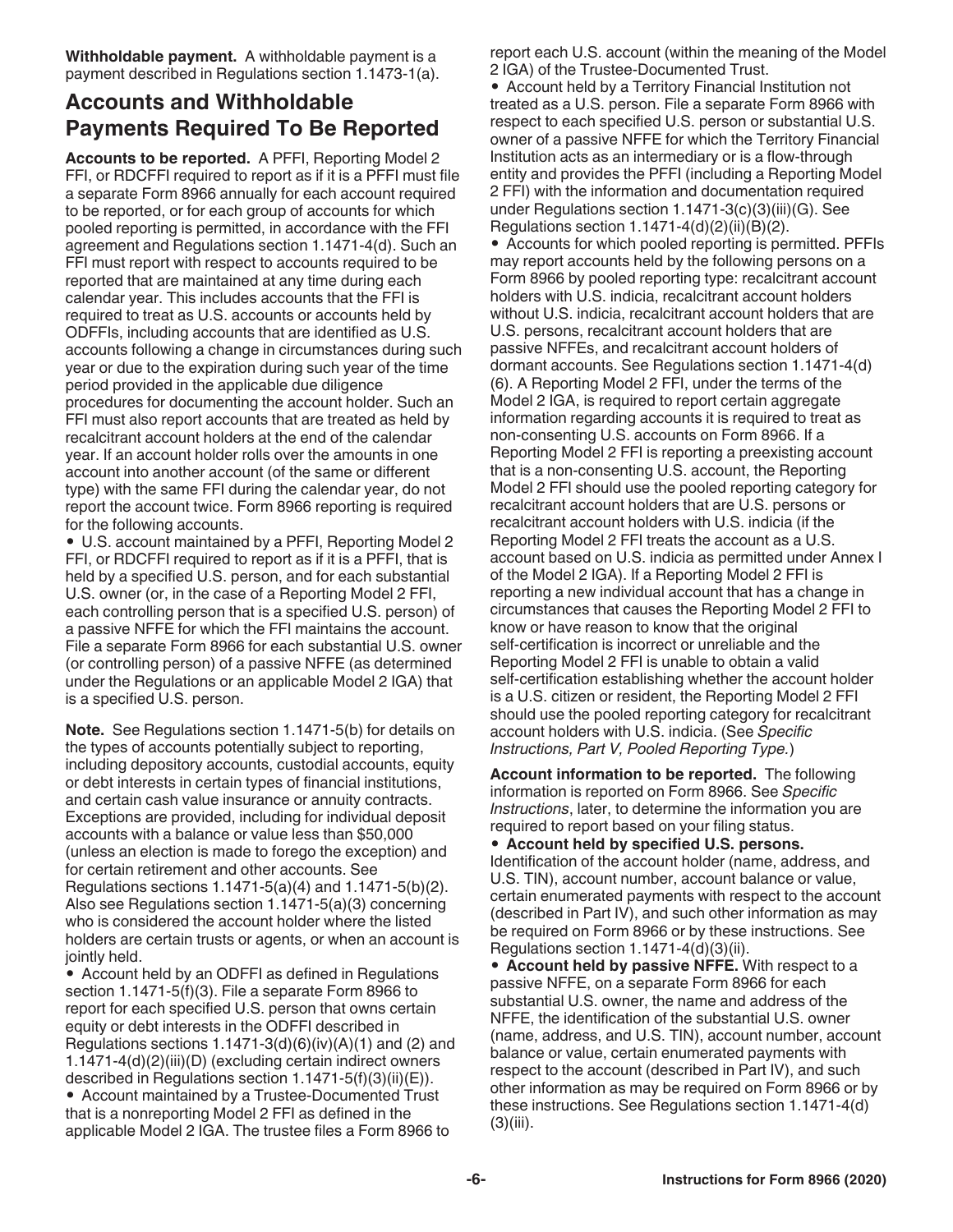**Withholdable payment.** A withholdable payment is a payment described in Regulations section 1.1473-1(a).

## Accounts and Withholdable Payments Required To Be Reported

**Accounts to be reported.** A PFFI, Reporting Model 2 FFI, or RDCFFI required to report as if it is a PFFI must file a separate Form 8966 annually for each account required to be reported, or for each group of accounts for which pooled reporting is permitted, in accordance with the FFI agreement and Regulations section 1.1471-4(d). Such an FFI must report with respect to accounts required to be reported that are maintained at any time during each calendar year. This includes accounts that the FFI is required to treat as U.S. accounts or accounts held by ODFFIs, including accounts that are identified as U.S. accounts following a change in circumstances during such year or due to the expiration during such year of the time period provided in the applicable due diligence procedures for documenting the account holder. Such an FFI must also report accounts that are treated as held by recalcitrant account holders at the end of the calendar year. If an account holder rolls over the amounts in one account into another account (of the same or different type) with the same FFI during the calendar year, do not report the account twice. Form 8966 reporting is required for the following accounts.

- U.S. account maintained by a PFFI, Reporting Model 2 FFI, or RDCFFI required to report as if it is a PFFI, that is held by a specified U.S. person, and for each substantial U.S. owner (or, in the case of a Reporting Model 2 FFI, each controlling person that is a specified U.S. person) of a passive NFFE for which the FFI maintains the account. File a separate Form 8966 for each substantial U.S. owner (or controlling person) of a passive NFFE (as determined under the Regulations or an applicable Model 2 IGA) that is a specified U.S. person.

**Note.** See Regulations section 1.1471-5(b) for details on the types of accounts potentially subject to reporting, including depository accounts, custodial accounts, equity or debt interests in certain types of financial institutions, and certain cash value insurance or annuity contracts. Exceptions are provided, including for individual deposit accounts with a balance or value less than $50,000 (unless an election is made to forego the exception) and for certain retirement and other accounts. See Regulations sections 1.1471-5(a)(4) and 1.1471-5(b)(2). Also see Regulations section 1.1471-5(a)(3) concerning who is considered the account holder where the listed holders are certain trusts or agents, or when an account is jointly held.

- Account held by an ODFFI as defined in Regulations section 1.1471-5(f)(3). File a separate Form 8966 to report for each specified U.S. person that owns certain equity or debt interests in the ODFFI described in Regulations sections 1.1471-3(d)(6)(iv)(A)(1) and (2) and 1.1471-4(d)(2)(iii)(D) (excluding certain indirect owners described in Regulations section 1.1471-5(f)(3)(ii)(E)).
- Account maintained by a Trustee-Documented Trust that is a nonreporting Model 2 FFI as defined in the applicable Model 2 IGA. The trustee files a Form 8966 to report each U.S. account (within the meaning of the Model 2 IGA) of the Trustee-Documented Trust.
- Account held by a Territory Financial Institution not treated as a U.S. person. File a separate Form 8966 with respect to each specified U.S. person or substantial U.S. owner of a passive NFFE for which the Territory Financial Institution acts as an intermediary or is a flow-through entity and provides the PFFI (including a Reporting Model 2 FFI) with the information and documentation required under Regulations section 1.1471-3(c)(3)(iii)(G). See Regulations section 1.1471-4(d)(2)(ii)(B)(2).
- Accounts for which pooled reporting is permitted. PFFIs may report accounts held by the following persons on a Form 8966 by pooled reporting type: recalcitrant account holders with U.S. indicia, recalcitrant account holders without U.S. indicia, recalcitrant account holders that are U.S. persons, recalcitrant account holders that are passive NFFEs, and recalcitrant account holders of dormant accounts. See Regulations section 1.1471-4(d)(6). A Reporting Model 2 FFI, under the terms of the Model 2 IGA, is required to report certain aggregate information regarding accounts it is required to treat as non-consenting U.S. accounts on Form 8966. If a Reporting Model 2 FFI is reporting a preexisting account that is a non-consenting U.S. account, the Reporting Model 2 FFI should use the pooled reporting category for recalcitrant account holders that are U.S. persons or recalcitrant account holders with U.S. indicia (if the Reporting Model 2 FFI treats the account as a U.S. account based on U.S. indicia as permitted under Annex I of the Model 2 IGA). If a Reporting Model 2 FFI is reporting a new individual account that has a change in circumstances that causes the Reporting Model 2 FFI to know or have reason to know that the original self-certification is incorrect or unreliable and the Reporting Model 2 FFI is unable to obtain a valid self-certification establishing whether the account holder is a U.S. citizen or resident, the Reporting Model 2 FFI should use the pooled reporting category for recalcitrant account holders with U.S. indicia. (See *Specific Instructions, Part V, Pooled Reporting Type.*)

**Account information to be reported.** The following information is reported on Form 8966. See *Specific Instructions*, later, to determine the information you are required to report based on your filing status.

- **Account held by specified U.S. persons.** Identification of the account holder (name, address, and U.S. TIN), account number, account balance or value, certain enumerated payments with respect to the account (described in Part IV), and such other information as may be required on Form 8966 or by these instructions. See Regulations section 1.1471-4(d)(3)(ii).
- **Account held by passive NFFE.** With respect to a passive NFFE, on a separate Form 8966 for each substantial U.S. owner, the name and address of the NFFE, the identification of the substantial U.S. owner (name, address, and U.S. TIN), account number, account balance or value, certain enumerated payments with respect to the account (described in Part IV), and such other information as may be required on Form 8966 or by these instructions. See Regulations section 1.1471-4(d)(3)(iii).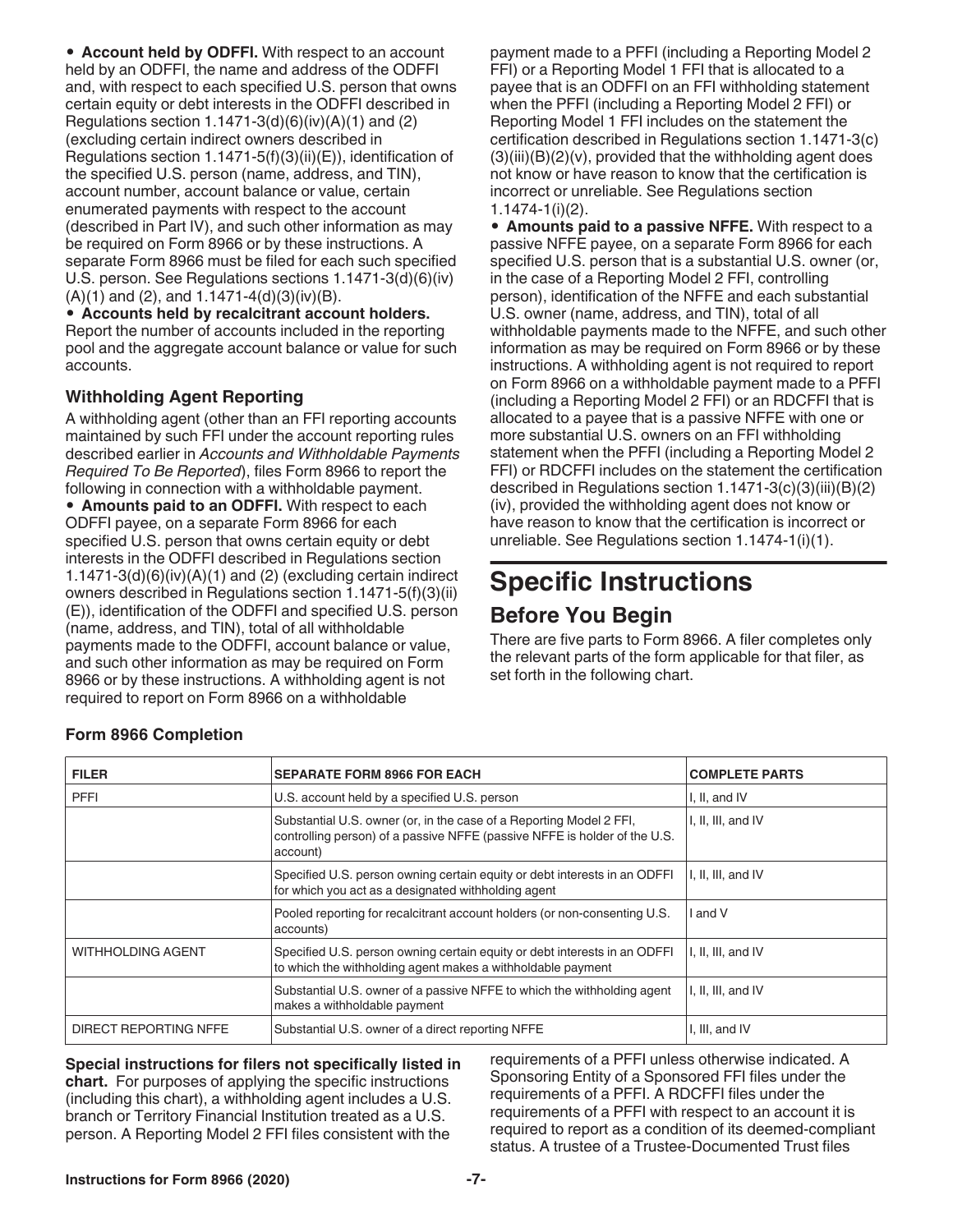• **Account held by ODFFI.** With respect to an account held by an ODFFI, the name and address of the ODFFI and, with respect to each specified U.S. person that owns certain equity or debt interests in the ODFFI described in Regulations section 1.1471-3(d)(6)(iv)(A)(1) and (2) (excluding certain indirect owners described in Regulations section 1.1471-5(f)(3)(ii)(E)), identification of the specified U.S. person (name, address, and TIN), account number, account balance or value, certain enumerated payments with respect to the account (described in Part IV), and such other information as may be required on Form 8966 or by these instructions. A separate Form 8966 must be filed for each such specified U.S. person. See Regulations sections 1.1471-3(d)(6)(iv)(A)(1) and (2), and 1.1471-4(d)(3)(iv)(B).

• **Accounts held by recalcitrant account holders.** Report the number of accounts included in the reporting pool and the aggregate account balance or value for such accounts.

### Withholding Agent Reporting

A withholding agent (other than an FFI reporting accounts maintained by such FFI under the account reporting rules described earlier in *Accounts and Withholdable Payments Required To Be Reported*), files Form 8966 to report the following in connection with a withholdable payment.

• **Amounts paid to an ODFFI.** With respect to each ODFFI payee, on a separate Form 8966 for each specified U.S. person that owns certain equity or debt interests in the ODFFI described in Regulations section 1.1471-3(d)(6)(iv)(A)(1) and (2) (excluding certain indirect owners described in Regulations section 1.1471-5(f)(3)(ii)(E)), identification of the ODFFI and specified U.S. person (name, address, and TIN), total of all withholdable payments made to the ODFFI, account balance or value, and such other information as may be required on Form 8966 or by these instructions. A withholding agent is not required to report on Form 8966 on a withholdable payment made to a PFFI (including a Reporting Model 2 FFI) or a Reporting Model 1 FFI that is allocated to a payee that is an ODFFI on an FFI withholding statement when the PFFI (including a Reporting Model 2 FFI) or Reporting Model 1 FFI includes on the statement the certification described in Regulations section 1.1471-3(c)(3)(iii)(B)(2)(v), provided that the withholding agent does not know or have reason to know that the certification is incorrect or unreliable. See Regulations section 1.1474-1(i)(2).

• **Amounts paid to a passive NFFE.** With respect to a passive NFFE payee, on a separate Form 8966 for each specified U.S. person that is a substantial U.S. owner (or, in the case of a Reporting Model 2 FFI, controlling person), identification of the NFFE and each substantial U.S. owner (name, address, and TIN), total of all withholdable payments made to the NFFE, and such other information as may be required on Form 8966 or by these instructions. A withholding agent is not required to report on Form 8966 on a withholdable payment made to a PFFI (including a Reporting Model 2 FFI) or an RDCFFI that is allocated to a payee that is a passive NFFE with one or more substantial U.S. owners on an FFI withholding statement when the PFFI (including a Reporting Model 2 FFI) or RDCFFI includes on the statement the certification described in Regulations section 1.1471-3(c)(3)(iii)(B)(2)(iv), provided the withholding agent does not know or have reason to know that the certification is incorrect or unreliable. See Regulations section 1.1474-1(i)(1).

# Specific Instructions

## Before You Begin

There are five parts to Form 8966. A filer completes only the relevant parts of the form applicable for that filer, as set forth in the following chart.

### Form 8966 Completion

| FILER | SEPARATE FORM 8966 FOR EACH | COMPLETE PARTS |
|---|---|---|
| PFFI | U.S. account held by a specified U.S. person | I, II, and IV |
| | Substantial U.S. owner (or, in the case of a Reporting Model 2 FFI, controlling person) of a passive NFFE (passive NFFE is holder of the U.S. account) | I, II, III, and IV |
| | Specified U.S. person owning certain equity or debt interests in an ODFFI for which you act as a designated withholding agent | I, II, III, and IV |
| | Pooled reporting for recalcitrant account holders (or non-consenting U.S. accounts) | I and V |
| WITHHOLDING AGENT | Specified U.S. person owning certain equity or debt interests in an ODFFI to which the withholding agent makes a withholdable payment | I, II, III, and IV |
| | Substantial U.S. owner of a passive NFFE to which the withholding agent makes a withholdable payment | I, II, III, and IV |
| DIRECT REPORTING NFFE | Substantial U.S. owner of a direct reporting NFFE | I, III, and IV |

**Special instructions for filers not specifically listed in chart.** For purposes of applying the specific instructions (including this chart), a withholding agent includes a U.S. branch or Territory Financial Institution treated as a U.S. person. A Reporting Model 2 FFI files consistent with the requirements of a PFFI unless otherwise indicated. A Sponsoring Entity of a Sponsored FFI files under the requirements of a PFFI. A RDCFFI files under the requirements of a PFFI with respect to an account it is required to report as a condition of its deemed-compliant status. A trustee of a Trustee-Documented Trust files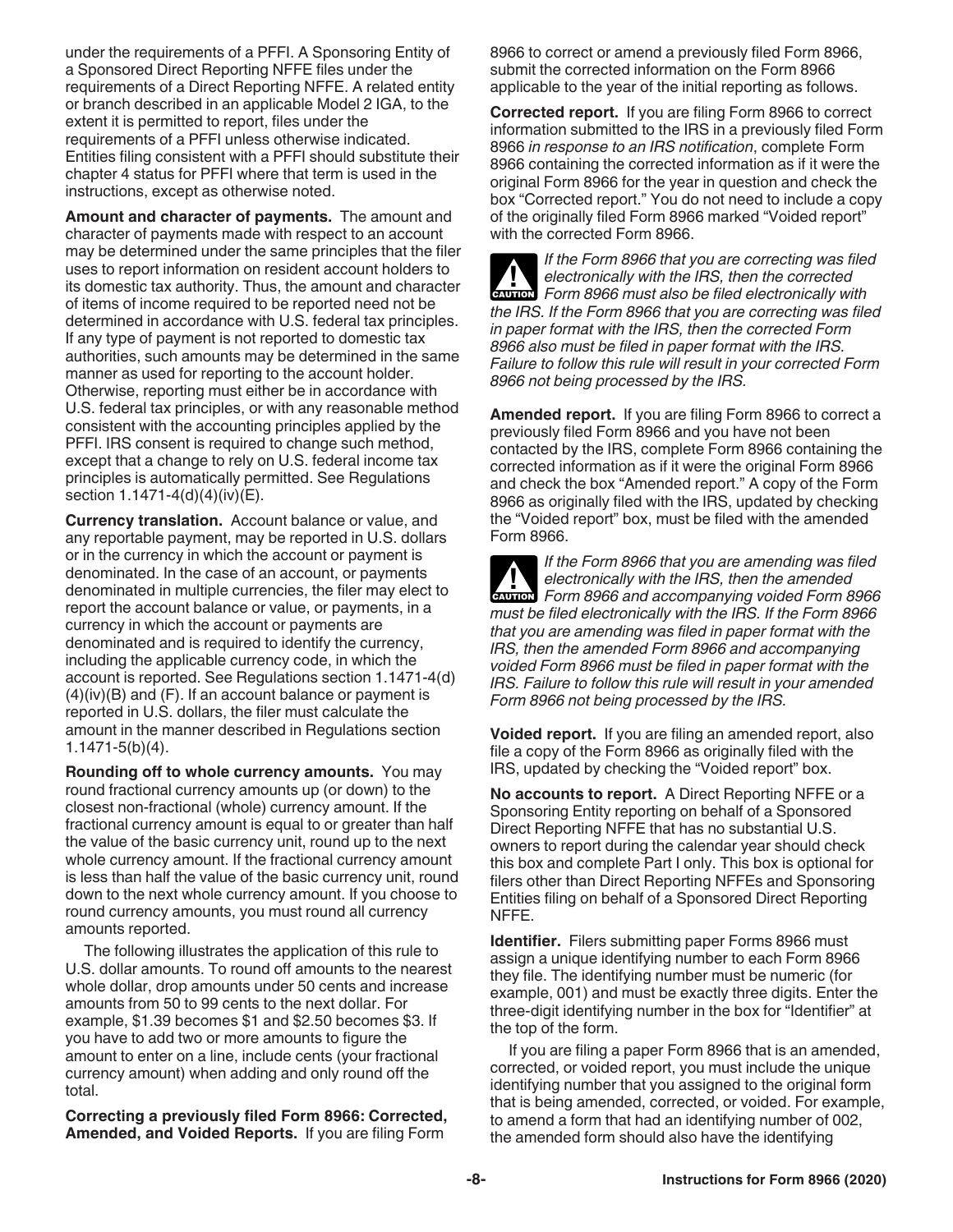under the requirements of a PFFI. A Sponsoring Entity of a Sponsored Direct Reporting NFFE files under the requirements of a Direct Reporting NFFE. A related entity or branch described in an applicable Model 2 IGA, to the extent it is permitted to report, files under the requirements of a PFFI unless otherwise indicated. Entities filing consistent with a PFFI should substitute their chapter 4 status for PFFI where that term is used in the instructions, except as otherwise noted.

**Amount and character of payments.** The amount and character of payments made with respect to an account may be determined under the same principles that the filer uses to report information on resident account holders to its domestic tax authority. Thus, the amount and character of items of income required to be reported need not be determined in accordance with U.S. federal tax principles. If any type of payment is not reported to domestic tax authorities, such amounts may be determined in the same manner as used for reporting to the account holder. Otherwise, reporting must either be in accordance with U.S. federal tax principles, or with any reasonable method consistent with the accounting principles applied by the PFFI. IRS consent is required to change such method, except that a change to rely on U.S. federal income tax principles is automatically permitted. See Regulations section 1.1471-4(d)(4)(iv)(E).

**Currency translation.** Account balance or value, and any reportable payment, may be reported in U.S. dollars or in the currency in which the account or payment is denominated. In the case of an account, or payments denominated in multiple currencies, the filer may elect to report the account balance or value, or payments, in a currency in which the account or payments are denominated and is required to identify the currency, including the applicable currency code, in which the account is reported. See Regulations section 1.1471-4(d)(4)(iv)(B) and (F). If an account balance or payment is reported in U.S. dollars, the filer must calculate the amount in the manner described in Regulations section 1.1471-5(b)(4).

**Rounding off to whole currency amounts.** You may round fractional currency amounts up (or down) to the closest non-fractional (whole) currency amount. If the fractional currency amount is equal to or greater than half the value of the basic currency unit, round up to the next whole currency amount. If the fractional currency amount is less than half the value of the basic currency unit, round down to the next whole currency amount. If you choose to round currency amounts, you must round all currency amounts reported.

The following illustrates the application of this rule to U.S. dollar amounts. To round off amounts to the nearest whole dollar, drop amounts under 50 cents and increase amounts from 50 to 99 cents to the next dollar. For example, $1.39 becomes $1 and $2.50 becomes $3. If you have to add two or more amounts to figure the amount to enter on a line, include cents (your fractional currency amount) when adding and only round off the total.

**Correcting a previously filed Form 8966: Corrected, Amended, and Voided Reports.** If you are filing Form 8966 to correct or amend a previously filed Form 8966, submit the corrected information on the Form 8966 applicable to the year of the initial reporting as follows.

**Corrected report.** If you are filing Form 8966 to correct information submitted to the IRS in a previously filed Form 8966 *in response to an IRS notification*, complete Form 8966 containing the corrected information as if it were the original Form 8966 for the year in question and check the box "Corrected report." You do not need to include a copy of the originally filed Form 8966 marked "Voided report" with the corrected Form 8966.

**CAUTION** *If the Form 8966 that you are correcting was filed electronically with the IRS, then the corrected Form 8966 must also be filed electronically with the IRS. If the Form 8966 that you are correcting was filed in paper format with the IRS, then the corrected Form 8966 also must be filed in paper format with the IRS. Failure to follow this rule will result in your corrected Form 8966 not being processed by the IRS.*

**Amended report.** If you are filing Form 8966 to correct a previously filed Form 8966 and you have not been contacted by the IRS, complete Form 8966 containing the corrected information as if it were the original Form 8966 and check the box "Amended report." A copy of the Form 8966 as originally filed with the IRS, updated by checking the "Voided report" box, must be filed with the amended Form 8966.

**CAUTION** *If the Form 8966 that you are amending was filed electronically with the IRS, then the amended Form 8966 and accompanying voided Form 8966 must be filed electronically with the IRS. If the Form 8966 that you are amending was filed in paper format with the IRS, then the amended Form 8966 and accompanying voided Form 8966 must be filed in paper format with the IRS. Failure to follow this rule will result in your amended Form 8966 not being processed by the IRS.*

**Voided report.** If you are filing an amended report, also file a copy of the Form 8966 as originally filed with the IRS, updated by checking the "Voided report" box.

**No accounts to report.** A Direct Reporting NFFE or a Sponsoring Entity reporting on behalf of a Sponsored Direct Reporting NFFE that has no substantial U.S. owners to report during the calendar year should check this box and complete Part I only. This box is optional for filers other than Direct Reporting NFFEs and Sponsoring Entities filing on behalf of a Sponsored Direct Reporting NFFE.

**Identifier.** Filers submitting paper Forms 8966 must assign a unique identifying number to each Form 8966 they file. The identifying number must be numeric (for example, 001) and must be exactly three digits. Enter the three-digit identifying number in the box for "Identifier" at the top of the form.

If you are filing a paper Form 8966 that is an amended, corrected, or voided report, you must include the unique identifying number that you assigned to the original form that is being amended, corrected, or voided. For example, to amend a form that had an identifying number of 002, the amended form should also have the identifying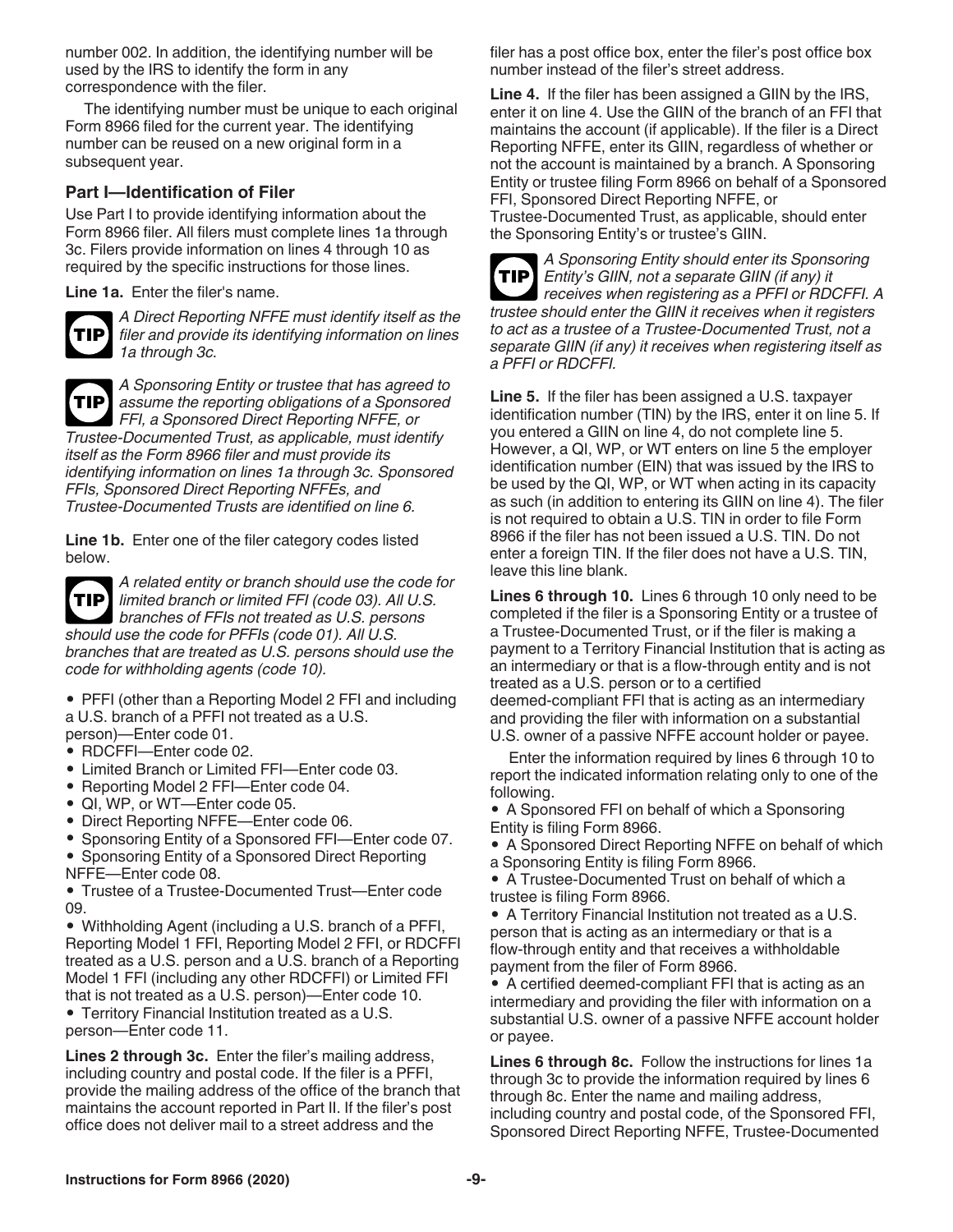number 002. In addition, the identifying number will be used by the IRS to identify the form in any correspondence with the filer.

The identifying number must be unique to each original Form 8966 filed for the current year. The identifying number can be reused on a new original form in a subsequent year.

### Part I—Identification of Filer

Use Part I to provide identifying information about the Form 8966 filer. All filers must complete lines 1a through 3c. Filers provide information on lines 4 through 10 as required by the specific instructions for those lines.

**Line 1a.** Enter the filer's name.

**TIP** *A Direct Reporting NFFE must identify itself as the filer and provide its identifying information on lines 1a through 3c.*

**TIP** *A Sponsoring Entity or trustee that has agreed to assume the reporting obligations of a Sponsored FFI, a Sponsored Direct Reporting NFFE, or Trustee-Documented Trust, as applicable, must identify itself as the Form 8966 filer and must provide its identifying information on lines 1a through 3c. Sponsored FFIs, Sponsored Direct Reporting NFFEs, and Trustee-Documented Trusts are identified on line 6.*

**Line 1b.** Enter one of the filer category codes listed below.

**TIP** *A related entity or branch should use the code for limited branch or limited FFI (code 03). All U.S. branches of FFIs not treated as U.S. persons should use the code for PFFIs (code 01). All U.S. branches that are treated as U.S. persons should use the code for withholding agents (code 10).*

- PFFI (other than a Reporting Model 2 FFI and including a U.S. branch of a PFFI not treated as a U.S. person)—Enter code 01.
- RDCFFI—Enter code 02.
- Limited Branch or Limited FFI—Enter code 03.
- Reporting Model 2 FFI—Enter code 04.
- QI, WP, or WT—Enter code 05.
- Direct Reporting NFFE—Enter code 06.
- Sponsoring Entity of a Sponsored FFI—Enter code 07.
- Sponsoring Entity of a Sponsored Direct Reporting NFFE—Enter code 08.
- Trustee of a Trustee-Documented Trust—Enter code 09.
- Withholding Agent (including a U.S. branch of a PFFI, Reporting Model 1 FFI, Reporting Model 2 FFI, or RDCFFI treated as a U.S. person and a U.S. branch of a Reporting Model 1 FFI (including any other RDCFFI) or Limited FFI that is not treated as a U.S. person)—Enter code 10.
- Territory Financial Institution treated as a U.S. person—Enter code 11.

**Lines 2 through 3c.** Enter the filer's mailing address, including country and postal code. If the filer is a PFFI, provide the mailing address of the office of the branch that maintains the account reported in Part II. If the filer's post office does not deliver mail to a street address and the filer has a post office box, enter the filer's post office box number instead of the filer's street address.

**Line 4.** If the filer has been assigned a GIIN by the IRS, enter it on line 4. Use the GIIN of the branch of an FFI that maintains the account (if applicable). If the filer is a Direct Reporting NFFE, enter its GIIN, regardless of whether or not the account is maintained by a branch. A Sponsoring Entity or trustee filing Form 8966 on behalf of a Sponsored FFI, Sponsored Direct Reporting NFFE, or Trustee-Documented Trust, as applicable, should enter the Sponsoring Entity's or trustee's GIIN.

**TIP** *A Sponsoring Entity should enter its Sponsoring Entity's GIIN, not a separate GIIN (if any) it receives when registering as a PFFI or RDCFFI. A trustee should enter the GIIN it receives when it registers to act as a trustee of a Trustee-Documented Trust, not a separate GIIN (if any) it receives when registering itself as a PFFI or RDCFFI.*

**Line 5.** If the filer has been assigned a U.S. taxpayer identification number (TIN) by the IRS, enter it on line 5. If you entered a GIIN on line 4, do not complete line 5. However, a QI, WP, or WT enters on line 5 the employer identification number (EIN) that was issued by the IRS to be used by the QI, WP, or WT when acting in its capacity as such (in addition to entering its GIIN on line 4). The filer is not required to obtain a U.S. TIN in order to file Form 8966 if the filer has not been issued a U.S. TIN. Do not enter a foreign TIN. If the filer does not have a U.S. TIN, leave this line blank.

**Lines 6 through 10.** Lines 6 through 10 only need to be completed if the filer is a Sponsoring Entity or a trustee of a Trustee-Documented Trust, or if the filer is making a payment to a Territory Financial Institution that is acting as an intermediary or that is a flow-through entity and is not treated as a U.S. person or to a certified deemed-compliant FFI that is acting as an intermediary and providing the filer with information on a substantial U.S. owner of a passive NFFE account holder or payee.

Enter the information required by lines 6 through 10 to report the indicated information relating only to one of the following.

- A Sponsored FFI on behalf of which a Sponsoring Entity is filing Form 8966.
- A Sponsored Direct Reporting NFFE on behalf of which a Sponsoring Entity is filing Form 8966.
- A Trustee-Documented Trust on behalf of which a trustee is filing Form 8966.
- A Territory Financial Institution not treated as a U.S. person that is acting as an intermediary or that is a flow-through entity and that receives a withholdable payment from the filer of Form 8966.
- A certified deemed-compliant FFI that is acting as an intermediary and providing the filer with information on a substantial U.S. owner of a passive NFFE account holder or payee.

**Lines 6 through 8c.** Follow the instructions for lines 1a through 3c to provide the information required by lines 6 through 8c. Enter the name and mailing address, including country and postal code, of the Sponsored FFI, Sponsored Direct Reporting NFFE, Trustee-Documented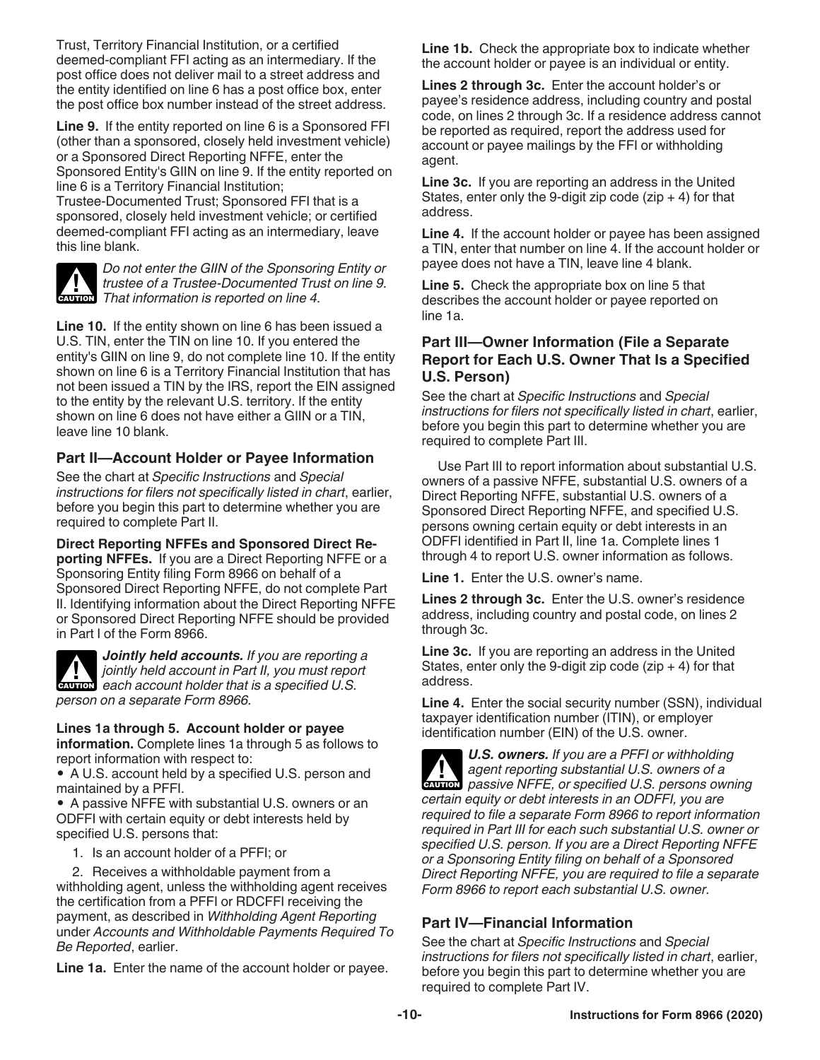Trust, Territory Financial Institution, or a certified deemed-compliant FFI acting as an intermediary. If the post office does not deliver mail to a street address and the entity identified on line 6 has a post office box, enter the post office box number instead of the street address.

**Line 9.** If the entity reported on line 6 is a Sponsored FFI (other than a sponsored, closely held investment vehicle) or a Sponsored Direct Reporting NFFE, enter the Sponsored Entity's GIIN on line 9. If the entity reported on line 6 is a Territory Financial Institution; Trustee-Documented Trust; Sponsored FFI that is a sponsored, closely held investment vehicle; or certified deemed-compliant FFI acting as an intermediary, leave this line blank.

**CAUTION** *Do not enter the GIIN of the Sponsoring Entity or trustee of a Trustee-Documented Trust on line 9. That information is reported on line 4.*

**Line 10.** If the entity shown on line 6 has been issued a U.S. TIN, enter the TIN on line 10. If you entered the entity's GIIN on line 9, do not complete line 10. If the entity shown on line 6 is a Territory Financial Institution that has not been issued a TIN by the IRS, report the EIN assigned to the entity by the relevant U.S. territory. If the entity shown on line 6 does not have either a GIIN or a TIN, leave line 10 blank.

## Part II—Account Holder or Payee Information

See the chart at *Specific Instructions* and *Special instructions for filers not specifically listed in chart*, earlier, before you begin this part to determine whether you are required to complete Part II.

**Direct Reporting NFFEs and Sponsored Direct Reporting NFFEs.** If you are a Direct Reporting NFFE or a Sponsoring Entity filing Form 8966 on behalf of a Sponsored Direct Reporting NFFE, do not complete Part II. Identifying information about the Direct Reporting NFFE or Sponsored Direct Reporting NFFE should be provided in Part I of the Form 8966.

**CAUTION** ***Jointly held accounts.*** *If you are reporting a jointly held account in Part II, you must report each account holder that is a specified U.S. person on a separate Form 8966.*

**Lines 1a through 5. Account holder or payee information.** Complete lines 1a through 5 as follows to report information with respect to:

- A U.S. account held by a specified U.S. person and maintained by a PFFI.
- A passive NFFE with substantial U.S. owners or an ODFFI with certain equity or debt interests held by specified U.S. persons that:

1. Is an account holder of a PFFI; or
2. Receives a withholdable payment from a withholding agent, unless the withholding agent receives the certification from a PFFI or RDCFFI receiving the payment, as described in *Withholding Agent Reporting* under *Accounts and Withholdable Payments Required To Be Reported*, earlier.

**Line 1a.** Enter the name of the account holder or payee.

**Line 1b.** Check the appropriate box to indicate whether the account holder or payee is an individual or entity.

**Lines 2 through 3c.** Enter the account holder's or payee's residence address, including country and postal code, on lines 2 through 3c. If a residence address cannot be reported as required, report the address used for account or payee mailings by the FFI or withholding agent.

**Line 3c.** If you are reporting an address in the United States, enter only the 9-digit zip code (zip + 4) for that address.

**Line 4.** If the account holder or payee has been assigned a TIN, enter that number on line 4. If the account holder or payee does not have a TIN, leave line 4 blank.

**Line 5.** Check the appropriate box on line 5 that describes the account holder or payee reported on line 1a.

## Part III—Owner Information (File a Separate Report for Each U.S. Owner That Is a Specified U.S. Person)

See the chart at *Specific Instructions* and *Special instructions for filers not specifically listed in chart*, earlier, before you begin this part to determine whether you are required to complete Part III.

Use Part III to report information about substantial U.S. owners of a passive NFFE, substantial U.S. owners of a Direct Reporting NFFE, substantial U.S. owners of a Sponsored Direct Reporting NFFE, and specified U.S. persons owning certain equity or debt interests in an ODFFI identified in Part II, line 1a. Complete lines 1 through 4 to report U.S. owner information as follows.

**Line 1.** Enter the U.S. owner's name.

**Lines 2 through 3c.** Enter the U.S. owner's residence address, including country and postal code, on lines 2 through 3c.

**Line 3c.** If you are reporting an address in the United States, enter only the 9-digit zip code (zip + 4) for that address.

**Line 4.** Enter the social security number (SSN), individual taxpayer identification number (ITIN), or employer identification number (EIN) of the U.S. owner.

**CAUTION** ***U.S. owners.*** *If you are a PFFI or withholding agent reporting substantial U.S. owners of a passive NFFE, or specified U.S. persons owning certain equity or debt interests in an ODFFI, you are required to file a separate Form 8966 to report information required in Part III for each such substantial U.S. owner or specified U.S. person. If you are a Direct Reporting NFFE or a Sponsoring Entity filing on behalf of a Sponsored Direct Reporting NFFE, you are required to file a separate Form 8966 to report each substantial U.S. owner.*

## Part IV—Financial Information

See the chart at *Specific Instructions* and *Special instructions for filers not specifically listed in chart*, earlier, before you begin this part to determine whether you are required to complete Part IV.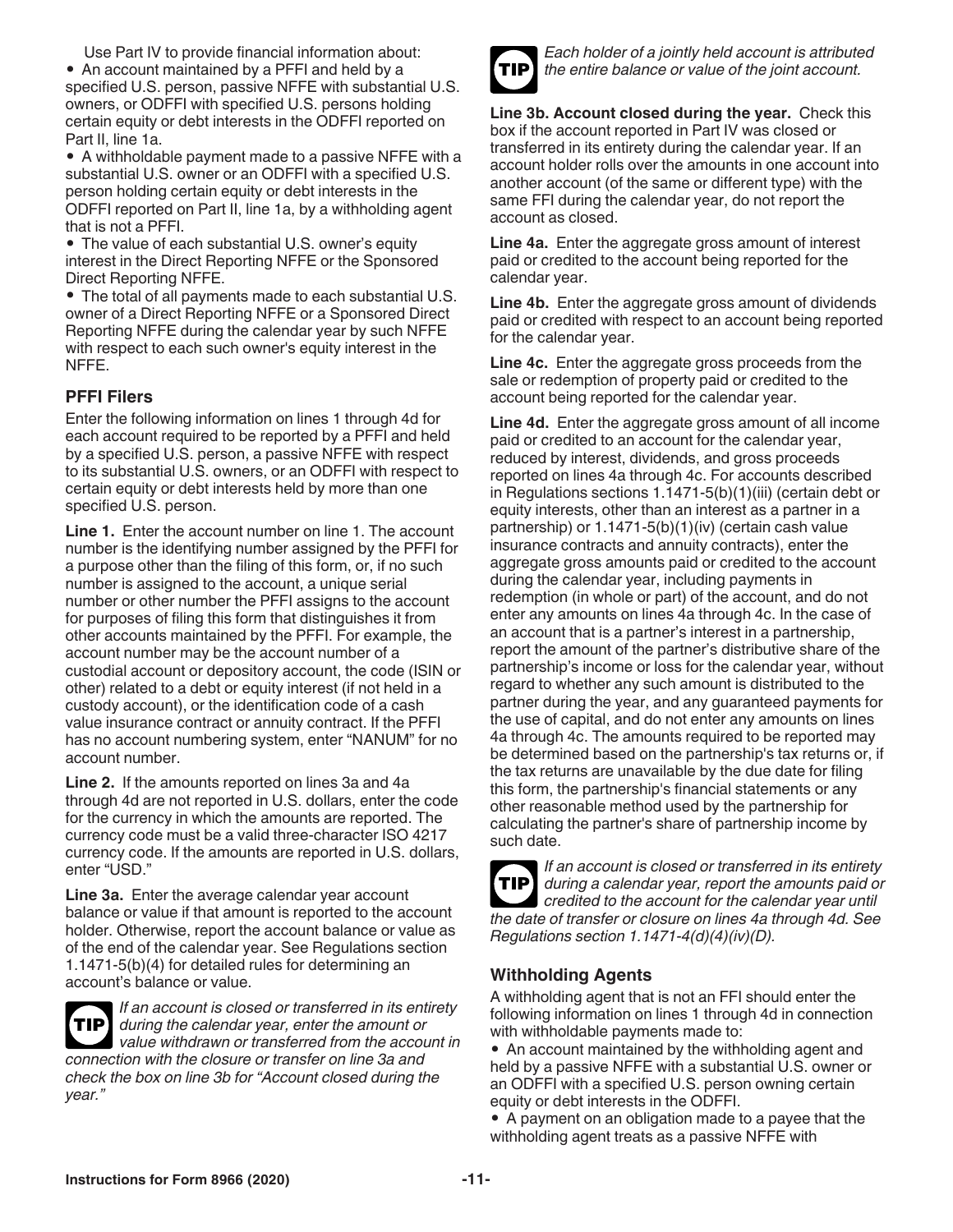Use Part IV to provide financial information about:

- An account maintained by a PFFI and held by a specified U.S. person, passive NFFE with substantial U.S. owners, or ODFFI with specified U.S. persons holding certain equity or debt interests in the ODFFI reported on Part II, line 1a.
- A withholdable payment made to a passive NFFE with a substantial U.S. owner or an ODFFI with a specified U.S. person holding certain equity or debt interests in the ODFFI reported on Part II, line 1a, by a withholding agent that is not a PFFI.
- The value of each substantial U.S. owner's equity interest in the Direct Reporting NFFE or the Sponsored Direct Reporting NFFE.
- The total of all payments made to each substantial U.S. owner of a Direct Reporting NFFE or a Sponsored Direct Reporting NFFE during the calendar year by such NFFE with respect to each such owner's equity interest in the NFFE.

### PFFI Filers

Enter the following information on lines 1 through 4d for each account required to be reported by a PFFI and held by a specified U.S. person, a passive NFFE with respect to its substantial U.S. owners, or an ODFFI with respect to certain equity or debt interests held by more than one specified U.S. person.

**Line 1.** Enter the account number on line 1. The account number is the identifying number assigned by the PFFI for a purpose other than the filing of this form, or, if no such number is assigned to the account, a unique serial number or other number the PFFI assigns to the account for purposes of filing this form that distinguishes it from other accounts maintained by the PFFI. For example, the account number may be the account number of a custodial account or depository account, the code (ISIN or other) related to a debt or equity interest (if not held in a custody account), or the identification code of a cash value insurance contract or annuity contract. If the PFFI has no account numbering system, enter "NANUM" for no account number.

**Line 2.** If the amounts reported on lines 3a and 4a through 4d are not reported in U.S. dollars, enter the code for the currency in which the amounts are reported. The currency code must be a valid three-character ISO 4217 currency code. If the amounts are reported in U.S. dollars, enter "USD."

**Line 3a.** Enter the average calendar year account balance or value if that amount is reported to the account holder. Otherwise, report the account balance or value as of the end of the calendar year. See Regulations section 1.1471-5(b)(4) for detailed rules for determining an account's balance or value.

**TIP** *If an account is closed or transferred in its entirety during the calendar year, enter the amount or value withdrawn or transferred from the account in connection with the closure or transfer on line 3a and check the box on line 3b for "Account closed during the year."*

**TIP** *Each holder of a jointly held account is attributed the entire balance or value of the joint account.*

**Line 3b. Account closed during the year.** Check this box if the account reported in Part IV was closed or transferred in its entirety during the calendar year. If an account holder rolls over the amounts in one account into another account (of the same or different type) with the same FFI during the calendar year, do not report the account as closed.

**Line 4a.** Enter the aggregate gross amount of interest paid or credited to the account being reported for the calendar year.

**Line 4b.** Enter the aggregate gross amount of dividends paid or credited with respect to an account being reported for the calendar year.

**Line 4c.** Enter the aggregate gross proceeds from the sale or redemption of property paid or credited to the account being reported for the calendar year.

**Line 4d.** Enter the aggregate gross amount of all income paid or credited to an account for the calendar year, reduced by interest, dividends, and gross proceeds reported on lines 4a through 4c. For accounts described in Regulations sections 1.1471-5(b)(1)(iii) (certain debt or equity interests, other than an interest as a partner in a partnership) or 1.1471-5(b)(1)(iv) (certain cash value insurance contracts and annuity contracts), enter the aggregate gross amounts paid or credited to the account during the calendar year, including payments in redemption (in whole or part) of the account, and do not enter any amounts on lines 4a through 4c. In the case of an account that is a partner's interest in a partnership, report the amount of the partner's distributive share of the partnership's income or loss for the calendar year, without regard to whether any such amount is distributed to the partner during the year, and any guaranteed payments for the use of capital, and do not enter any amounts on lines 4a through 4c. The amounts required to be reported may be determined based on the partnership's tax returns or, if the tax returns are unavailable by the due date for filing this form, the partnership's financial statements or any other reasonable method used by the partnership for calculating the partner's share of partnership income by such date.

**TIP** *If an account is closed or transferred in its entirety during a calendar year, report the amounts paid or credited to the account for the calendar year until the date of transfer or closure on lines 4a through 4d. See Regulations section 1.1471-4(d)(4)(iv)(D).*

### Withholding Agents

A withholding agent that is not an FFI should enter the following information on lines 1 through 4d in connection with withholdable payments made to:

- An account maintained by the withholding agent and held by a passive NFFE with a substantial U.S. owner or an ODFFI with a specified U.S. person owning certain equity or debt interests in the ODFFI.
- A payment on an obligation made to a payee that the withholding agent treats as a passive NFFE with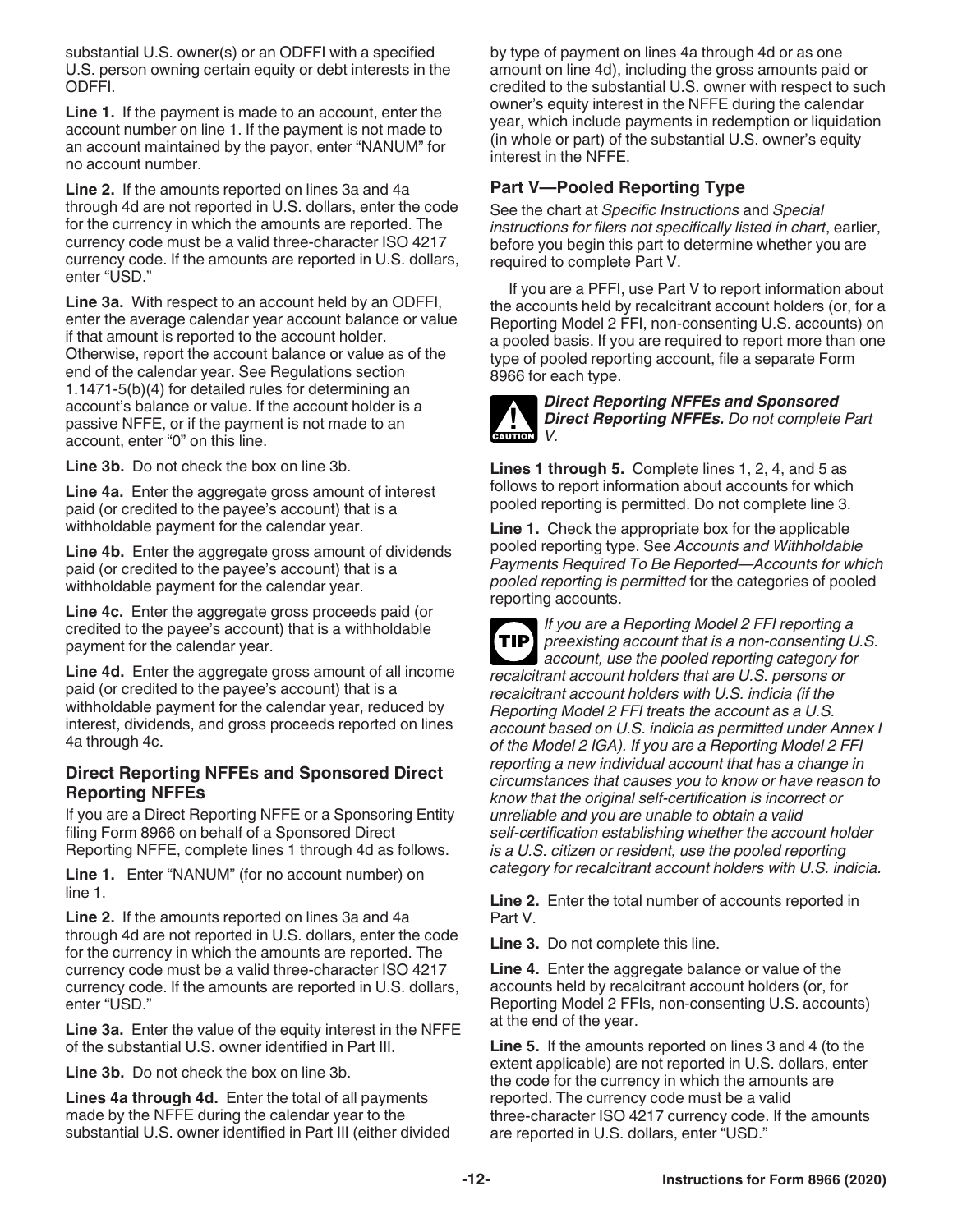substantial U.S. owner(s) or an ODFFI with a specified U.S. person owning certain equity or debt interests in the ODFFI.

**Line 1.** If the payment is made to an account, enter the account number on line 1. If the payment is not made to an account maintained by the payor, enter "NANUM" for no account number.

**Line 2.** If the amounts reported on lines 3a and 4a through 4d are not reported in U.S. dollars, enter the code for the currency in which the amounts are reported. The currency code must be a valid three-character ISO 4217 currency code. If the amounts are reported in U.S. dollars, enter "USD."

**Line 3a.** With respect to an account held by an ODFFI, enter the average calendar year account balance or value if that amount is reported to the account holder. Otherwise, report the account balance or value as of the end of the calendar year. See Regulations section 1.1471-5(b)(4) for detailed rules for determining an account's balance or value. If the account holder is a passive NFFE, or if the payment is not made to an account, enter "0" on this line.

**Line 3b.** Do not check the box on line 3b.

**Line 4a.** Enter the aggregate gross amount of interest paid (or credited to the payee's account) that is a withholdable payment for the calendar year.

**Line 4b.** Enter the aggregate gross amount of dividends paid (or credited to the payee's account) that is a withholdable payment for the calendar year.

**Line 4c.** Enter the aggregate gross proceeds paid (or credited to the payee's account) that is a withholdable payment for the calendar year.

**Line 4d.** Enter the aggregate gross amount of all income paid (or credited to the payee's account) that is a withholdable payment for the calendar year, reduced by interest, dividends, and gross proceeds reported on lines 4a through 4c.

### Direct Reporting NFFEs and Sponsored Direct Reporting NFFEs

If you are a Direct Reporting NFFE or a Sponsoring Entity filing Form 8966 on behalf of a Sponsored Direct Reporting NFFE, complete lines 1 through 4d as follows.

**Line 1.** Enter "NANUM" (for no account number) on line 1.

**Line 2.** If the amounts reported on lines 3a and 4a through 4d are not reported in U.S. dollars, enter the code for the currency in which the amounts are reported. The currency code must be a valid three-character ISO 4217 currency code. If the amounts are reported in U.S. dollars, enter "USD."

**Line 3a.** Enter the value of the equity interest in the NFFE of the substantial U.S. owner identified in Part III.

**Line 3b.** Do not check the box on line 3b.

**Lines 4a through 4d.** Enter the total of all payments made by the NFFE during the calendar year to the substantial U.S. owner identified in Part III (either divided by type of payment on lines 4a through 4d or as one amount on line 4d), including the gross amounts paid or credited to the substantial U.S. owner with respect to such owner's equity interest in the NFFE during the calendar year, which include payments in redemption or liquidation (in whole or part) of the substantial U.S. owner's equity interest in the NFFE.

### Part V—Pooled Reporting Type

See the chart at *Specific Instructions* and *Special instructions for filers not specifically listed in chart*, earlier, before you begin this part to determine whether you are required to complete Part V.

If you are a PFFI, use Part V to report information about the accounts held by recalcitrant account holders (or, for a Reporting Model 2 FFI, non-consenting U.S. accounts) on a pooled basis. If you are required to report more than one type of pooled reporting account, file a separate Form 8966 for each type.

CAUTION: ***Direct Reporting NFFEs and Sponsored Direct Reporting NFFEs.*** *Do not complete Part V.*

**Lines 1 through 5.** Complete lines 1, 2, 4, and 5 as follows to report information about accounts for which pooled reporting is permitted. Do not complete line 3.

**Line 1.** Check the appropriate box for the applicable pooled reporting type. See *Accounts and Withholdable Payments Required To Be Reported—Accounts for which pooled reporting is permitted* for the categories of pooled reporting accounts.

TIP: *If you are a Reporting Model 2 FFI reporting a preexisting account that is a non-consenting U.S. account, use the pooled reporting category for recalcitrant account holders that are U.S. persons or recalcitrant account holders with U.S. indicia (if the Reporting Model 2 FFI treats the account as a U.S. account based on U.S. indicia as permitted under Annex I of the Model 2 IGA). If you are a Reporting Model 2 FFI reporting a new individual account that has a change in circumstances that causes you to know or have reason to know that the original self-certification is incorrect or unreliable and you are unable to obtain a valid self-certification establishing whether the account holder is a U.S. citizen or resident, use the pooled reporting category for recalcitrant account holders with U.S. indicia.*

**Line 2.** Enter the total number of accounts reported in Part V.

**Line 3.** Do not complete this line.

**Line 4.** Enter the aggregate balance or value of the accounts held by recalcitrant account holders (or, for Reporting Model 2 FFIs, non-consenting U.S. accounts) at the end of the year.

**Line 5.** If the amounts reported on lines 3 and 4 (to the extent applicable) are not reported in U.S. dollars, enter the code for the currency in which the amounts are reported. The currency code must be a valid three-character ISO 4217 currency code. If the amounts are reported in U.S. dollars, enter "USD."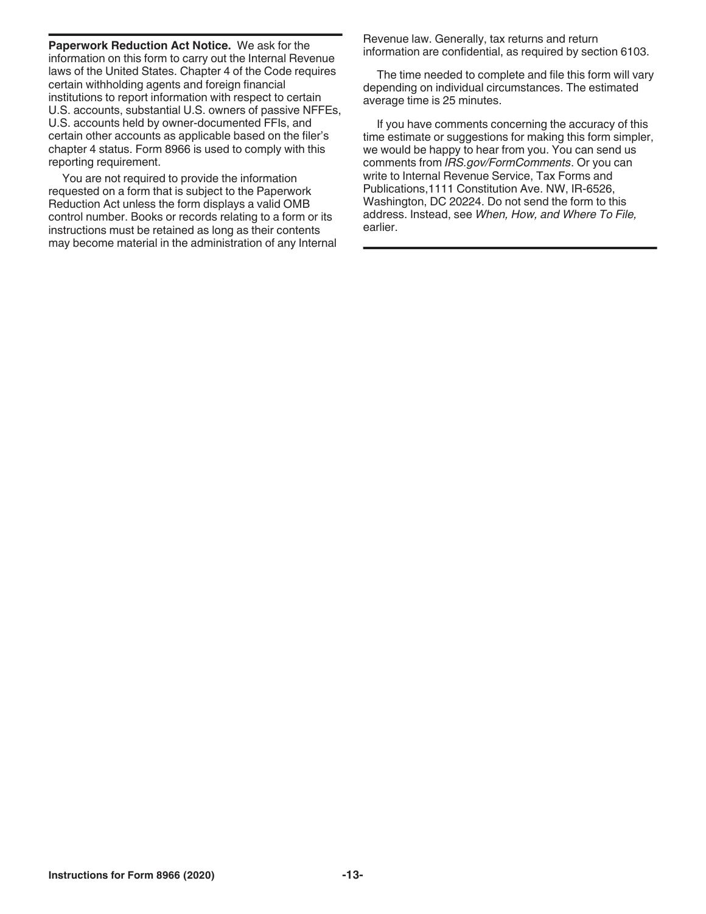**Paperwork Reduction Act Notice.** We ask for the information on this form to carry out the Internal Revenue laws of the United States. Chapter 4 of the Code requires certain withholding agents and foreign financial institutions to report information with respect to certain U.S. accounts, substantial U.S. owners of passive NFFEs, U.S. accounts held by owner-documented FFIs, and certain other accounts as applicable based on the filer's chapter 4 status. Form 8966 is used to comply with this reporting requirement.

You are not required to provide the information requested on a form that is subject to the Paperwork Reduction Act unless the form displays a valid OMB control number. Books or records relating to a form or its instructions must be retained as long as their contents may become material in the administration of any Internal Revenue law. Generally, tax returns and return information are confidential, as required by section 6103.

The time needed to complete and file this form will vary depending on individual circumstances. The estimated average time is 25 minutes.

If you have comments concerning the accuracy of this time estimate or suggestions for making this form simpler, we would be happy to hear from you. You can send us comments from *IRS.gov/FormComments*. Or you can write to Internal Revenue Service, Tax Forms and Publications,1111 Constitution Ave. NW, IR-6526, Washington, DC 20224. Do not send the form to this address. Instead, see *When, How, and Where To File,* earlier.